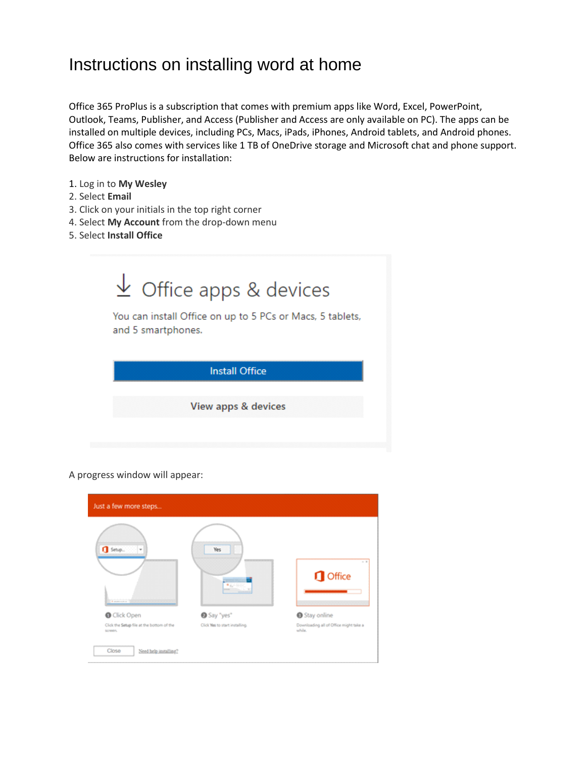# Instructions on installing word at home

Office 365 ProPlus is a subscription that comes with premium apps like Word, Excel, PowerPoint, Outlook, Teams, Publisher, and Access (Publisher and Access are only available on PC). The apps can be installed on multiple devices, including PCs, Macs, iPads, iPhones, Android tablets, and Android phones. Office 365 also comes with services like 1 TB of OneDrive storage and Microsoft chat and phone support. Below are instructions for installation:

1. Log in to **My Wesley**
2. Select **Email**
3. Click on your initials in the top right corner
4. Select **My Account** from the drop-down menu
5. Select **Install Office**

Office apps & devices

You can install Office on up to 5 PCs or Macs, 5 tablets, and 5 smartphones.

Install Office

View apps & devices

A progress window will appear:

Just a few more steps...

1. Click Open – Click the Setup file at the bottom of the screen.
2. Say "yes" – Click Yes to start installing.
3. Stay online – Downloading all of Office might take a while.

Close | Need help installing?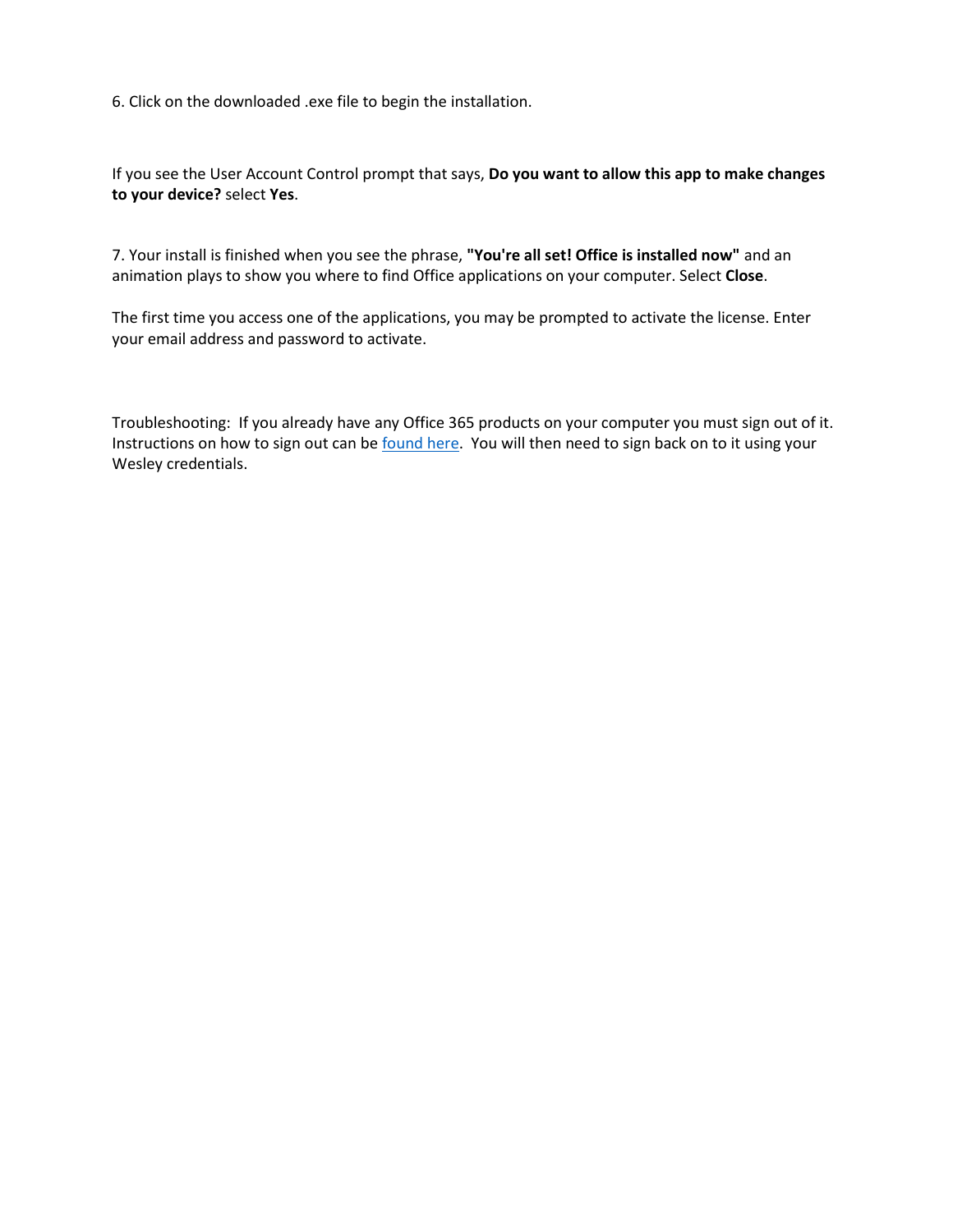6. Click on the downloaded .exe file to begin the installation.

If you see the User Account Control prompt that says, **Do you want to allow this app to make changes to your device?** select **Yes**.

7. Your install is finished when you see the phrase, **"You're all set! Office is installed now"** and an animation plays to show you where to find Office applications on your computer. Select **Close**.

The first time you access one of the applications, you may be prompted to activate the license. Enter your email address and password to activate.

Troubleshooting: If you already have any Office 365 products on your computer you must sign out of it. Instructions on how to sign out can be found here. You will then need to sign back on to it using your Wesley credentials.